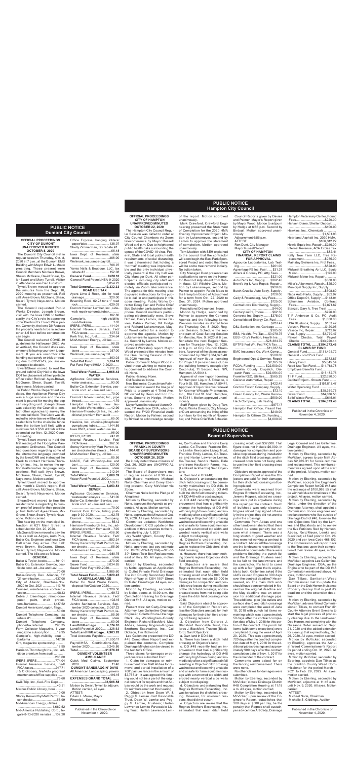# PUBLIC NOTICE
## Dumont City Council

### OFFICIAL PROCEEDINGS
### CITY OF DUMONT
### UNAPPROVED MINUTES
### OCTOBER 8, 2020

The Dumont City Council met in regular session Thursday, Oct. 8, 2020 at 7 p.m., at the Dumont EMS Building with Mayor Edwin L. Mouw presiding. Those present were Council Members Nicolaus Brown, Shawn McGrane, David Shear, Tyler Swart and Mary Tyrrell. Visitor in attendance was Dan Lunstrum.

Tyrrell/Brown moved to approve the minutes from the Sept. 10, 2020 meeting as presented. Roll call Ayes-Brown, McGrane, Shear, Swart, Tyrrell; Nays-none. Motion carried.

The Council requested Public Works Director, Joseph Brown, visit with the Iowa DNR to further clarify the City's role in approving John Bierbrodt's Flood Plain permit. Currently, the Iowa DNR states the property needs to be raised another 4.5 feet before construction can begin.

The Council reviewed COVID-19 guidelines for Halloween 2020. As advertised, the Council does recommend following your own judgement. If you are uncomfortable handing out candy or trick or treating due to COVID-19, you are encouraged to abstain.

Swart/Shear moved to rent the ground behind City Hall to the Iowa DOT for placement of their portable office trailer. Roll call: Ayes-Brown, McGrane, Shear, Swart, Tyrrell; Nays-none. Motion carried.

In Public Works Department updates, the Appliance Pickup Day was a huge success and the cement is poured for moving the pop can recycling unit. Joseph Brown was asked by the Council to contact other agencies to survey the bottom ball field. The Clerk was directed to advertise we will be taking sealed bids for the chain link fence from the bottom ball field with a minimum bid of $50. All bids will be opened at our Nov. 12, 2020 Council meeting.

Tyrrell/Swart moved to hold the first reading of the Floodplain Management Ordinance. The Council had questions regarding some of the alternative language provided by the Iowa DNR and instructed the Clerk to contact Harrison-Thornburgh Ins., Inc., to review the optional/alternative language suggestions. Roll call: Ayes-Brown, McGrane, Shear, Swart, Tyrrell; Nays-none. Motion carried.

Tyrrell/Swart moved to approve this month's Clerk's report. Roll call: Ayes-Brown, McGrane, Shear, Swart, Tyrrell; Nays-none. Motion carried.

Shear/Swart moved to fine the resident who is neglecting to present proof of weed for their possible pit bull. Roll call: Ayes-Brown, McGrane, Shear, Swart, Tyrrell; Nays-none. Motion carried.

The hearing on the municipal infraction at 821 Main Street is scheduled for Oct. 20, 2020.

McGrane/Brown moved to pay the bills as well as Airgas, Auto Plus, Butler Co. Engineer, and Iowa One Call when they arrive. Roll call: Ayes-Brown, McGrane, Shear, Swart, Tyrrell; Nays-none. Motion carried. The bills are as follows:

**GENERAL**

Baker & Taylor, books........ 301.01
Butler Co. Extension Service, pesticide cont. ed.-Joe and Levi........ 70.00
Butler-Grundy Dev. Alliance, FY 21 contribution........ 637.00
City of Allison, Brainfuse-Nov. 2020 to Oct. 2021........ 113.70
Counsel, maintenance contract – copier........ 98.13
Debra J. Eisentrager, reimb-computer, paint, cheer protectors-Barkema........ 1,137.52
Dumont American Legion, flags........ 50.00
Dumont Telephone Company, tax rebate #1........ 260.16
Dumont Telephone Company, phone/fax/internet........ 295.35
Farm Collector Magazine, 1 year magazine subscription........ 19.95
Gempler's, high-visibility coat – Barkema........ 147.36
Grit, magazine sponsorship........ 18.95
Harrison-Thornburgh Ins., Inc., addition premium from audit........ 208.00
IPERS, IPERS........ 774.04
Internal Revenue Service, Fed/FICA taxes........ 947.71
J & C Grocery, fireficd's program/ maintenance/office supplies........ 75.60
Kwik Trip, Inc., fuel–Fire Dept........ 43.31
Marcus Public Library, book........ 10.00
Storey Kenworthy/Matt Parrott, laser checks........ 55.99
MidAmerican Energy, utilities........ 1,662.52
Mid-America Publishing Corp., legals-8-13-2020 minutes.... 102.20
Office Express, hanging folders/ paper/tabs........ 138.07
Shelly Zimmerman, tax rebate #1........ 66.48
Iowa Dept. of Revenue, state taxes........ 386.00
Wellmark, insurance-payroll........ 706.97
Yamis Nails & Boutique, LLC, tax rebate #3........ 152.08
**General Fund........ 8478.10**
General Fund Payroll/HSA-9-2020........ 3,854.23
**Total General........ 12,332.33**

**ROAD USE TAX**

Ayers Lime & Rock, dirt for road drainage........ 320.00
Bruening Rock, 62.28 tons 1" road rock........ 629.03
Dumont Harken Lumber, Inc., sidewalk repair-concrete/rebar........ 182.80
Gempler's, high-visibility coat-Barkema........ 7.63
IPERS, IPERS........ 414.04
Internal Revenue Service, Fed/ FICA taxes........ 607.72
Kwik Trip, Inc., fuel........ 234.84
MidAmerican Energy, utilities........ 98.29
Iowa Dept. of Revenue, state taxes........ 257.00
Wellmark, insurance-payroll........ 303.03
**Total Rut Fund........ 3,054.18**
Rut Fund Payroll/HSA-9-2020........ 1,912.25
**Total Water Fund........ 4,966.43**

**WATER**

AgSource Cooperative Services, water analysis........ 93.00
Butler Co. Extension Service, pesticide cont. ed.-Joe and Levi........ 70.00
Dumont Harken Lumber, Inc., pipe thread........ 4.79
Hampton Hardware, new faucet-Public Works office........ 42.99
Harrison-Thornburgh Ins., Inc., additional premium from audit........ 65.00
Hawkins, Inc., chlorine/phosphate/ pump/pump tubes........ 1,144.86
Iowa DNR, annual water use fee........ 95.00
IPERS, IPERS........ 247.28
Internal Revenue Service, Fed/ FICA taxes........ 362.56
Storey Kenworthy/Matt Parrott, laser checks/meter sheets.... 144.41
MidAmerican Energy, utilities........ 85.56
NIACC, Fall Workshop-Joe and Levi........ 120.00
Iowa Dept. of Revenue, state taxes........ 212.94
**Total Water........ 2,688.39**
Water Fund Payroll/9-2020........ 1,165.15
**Total Water Fund........ 3,853.54**

**SEWER**

AgSource Cooperative Services, wastewater analysis........ 541.00
Butler Co. Extension Service, pesticide cont. ed.-Joe and Levi........ 70.00
Dumont Post Office, billing postage 9-30-2020........ 52.75
Dumont Telephone Company, phone........ 55.12
Harrison-Thornburgh Ins., Inc., additional premium from audit.... 7.00
IPERS, IPERS........ 406.90
Internal Revenue Service, Fed/ FICA taxes........ 552.34
Storey Kenworthy/Matt Parrott, laser checks........ 55.99
MidAmerican Energy, utilities........ 980.75
Iowa Dept. of Revenue, state taxes........ 273.00
**Total Sewer........ 3,034.85**
Sewer Fund Payroll/9-2020........ 1,985.60
**Total Sewer Fund........ 5,020.45**

**LANDFILL/GARBAGE**

Butler Co. Solid Waste Comm., disposal fee/October 2020........ 2,229.50
IPERS, IPERS........ 89.72
Internal Revenue Service, Fed/ FICA taxes........ 102.16
Jendro Sanitation Services, September 2020 collection... 2,057.22
Storey Kenworthy/Matt Parrott, laser checks........ 55.99
Iowa Dept. of Revenue, state taxes........ 60.06
**Landfill/Garbage........ 4,574.65**
Landfill Payroll/9-2020........ 328.63
**Total Landfill/Garbage.... 4,903.28**
Total Accounts Payable........ 21,830.17
Payroll/HSA Contributions-September 2020........ 9,245.86
**Total........ 31,076.03**

**DUMONT VOLUNTEER AMBULANCE**

Quick Med Claims, September 2020........ 11.40
**DUMONT SANDBAGGIN' DAYS**
All American Landscaping, pavers........ 419.15
**EXPENSES GRAND TOTAL........ 31,506.58**

Motion by Swart/Tyrrell to adjourn. Motion carried, all ayes.

ATTEST:
Edwin L. Mouw, Mayor
Rhonda L. Schmidt

Published in the Chronicle on November 4, 2020.

# PUBLIC NOTICE
## Hampton City Council

### OFFICIAL PROCEEDINGS
### CITY OF HAMPTON
### UNAPPROVED MINUTES
### OCTOBER 22, 2020

The Hampton City Council Regular Session was called to order at City Council Chambers via Zoom teleconference by Mayor Russell Wood at 6 p.m. Due to heightened public health risks surrounding the spread of the COVID-19 virus, Federal, State and local public health requirements of social distancing, it was determined that holding a "normal" meeting was impractical and the only individual physically present in the city hall was City Manager Dunt. All other participants including the mayor and elected officials participated remotely via Zoom teleconference. The agenda for this meeting also displayed instructions for the public to call in and participate in this open meeting. Public Works Director Doug Tarr and Police Chief Bob Schaeffer participated via telephone. Council members participating electronically were, Steve Birdsall, Barry Lamos, James Davies, Patrick Palmer, Bill Hodge and Richard Lukensmeyer. Mayor Wood called for a motion to approve the agenda. Motion by Lukensmeyer to approve the agenda. Second by Lamos. Motion approved unanimously.

Council Workshop report: Mayor Wood presented the Workshop for the Goal Setting Session of Oct. 19, 2020 meeting.

Public Comment: Mayor Wood invited those wishing to make public comment to address the Council. None.

Public Hearing: None.

Old Business: None.

New Business: Councilman Palmer motioned to award the Image of Pride to property at 4 Third Ave. NE owned by Dean and Lenn Endriss. Second by Hodge. Motion approved unanimously.

Mayor Wood introduced Aaron Olson, TIP Anderson CPA, who presented the FY20 Financial Audit Report. Motion by Palmer, second by Birdsall to acknowledge receipt of the report. Motion approved unanimously.

Mark Crawford, Crawford Engineering presented the Statement of Completion for the 2020 HMA Overlay Improvement Project. Motion by Lukensmeyer, second by Lamos to approve the statement of completion. Motion approved unanimously.

Tom Madden with SEH explained to the council that the contractor will soon begin the East Park Sponsored Project and noted that there will be some tree removal initially. No action taken.

City Manager Dunt presented an application of to serve on the Hampton Board of Adjustment from Robin Maas, 121 Wilshire Circle. Motion by Lukensmeyer, second by Palmer to appoint Robin Maas to the Hampton Board of Adjustment for a term from Oct. 22, 2020 to Dec. 31, 2024. Motion approved unanimously.

Resolutions/Ordinances: None.

Motion by Hodge, seconded by Palmer to approve the Consent Agenda and the following items: Previous minutes as drafted from the Thursday, Oct. 8, 2020, Regular Session. Schedule the second part of Goal Setting Session for Monday, Nov. 9, 2020 at 6 p.m. Schedule the next Regular Session for Thursday, Nov. 12, 2020, at 6 p.m. at City Council Chambers. Approval of the claims as recommended by Staff $384,373.48. Approval of new liquor licensing for Project X (a new dance club in the building formerly occupied by Coconuts), 11 Second Ave. NW, Hampton, IA 50441.

Approval of new liquor licensing for Hampton Liquor & Tobacco, 4 Fourth St. SE, Hampton, IA 50441. Approval of liquor license renewal for Koerner-Whipple Pharmacies, Inc., 104 First St. NW, Hampton, IA 50441. Motion approved unanimously.

Staff Report given by Doug Tarr, Public Works Director. City Manager Dunt announcing the lifting of the burn ban for the month of November, and Police Chief Bob Schaefer.

Council Reports given by Davies and Palmer. Mayor's Report given by Mayor Wood. Motion to adjourn by Hodge at 6:56 p.m. Second by Birdsall. Motion approved unanimously.

Adjournment 6:56 p.m.

ATTEST:
Ron Dunt, City Manager
Mayor Russell Wood

**CITY OF HAMPTON**
**FINANCIAL REPORT CLAIMS FOR APPROVAL**

Agsource Laboratories, Lab Testing........ $201.00
Agvantage FS Inc, Fuel........ $31.31
Ahlers & Cooney PC, Atty Fees........ $321.00
Auto Parts Inc, Supply........ $362.40
Brent's Ag & Auto Repair, Repair........ $920.65
Butch Gruelke Auto Body, Supply........ $120.00
Cady & Rosenberg, Atty Fees........ $125.00
Central Iowa Distributing, Supply........ $44.00
Centurylink01, Phone........ $62.30
Concrete Inc, Supply........ $375.00
Consolidated Energy Co, Fuel........ $287.47
D&L Sanitation Inc, Garbage........ $385.00
EBS, Health- Pre-Tax........ $3,078.75
EBS - City's Portion, Health Ins........ $28,384.79
EFTPS Fed Wh, Fed/FICA Tax........ $11,037.52
EMC Insurance Co, Work Comp........ $500.00
Engineered Ops & Service, Repair........ $2,165.39
FCDA, Funding........ $22,500.00
Franklin County Dispatch, Dispatch Fees........ $92,054.00
Franklin REC, Utilities........ $565.28
Giesiener Automotive, Repair........ $422.49
Gordon Flesch Company, Supply........ $72.10
Green Canopy Inc, Waste Removal........ $500.00
Hach Company, Lab Testing........ $877.17
Hampton Post Office, Presort Fee........ $240.00
Hampton Sr Citizen Ctr, Funding........ $4,000.00
Hampton Veterinary Center, Pound Fees........ $220.00
Hansen Diana, Shelter Deposit........ $100.00
Hawkins, Inc., Chemicals........ $1,501.93
Heartland Asphalt Inc, 2020 HMA........ $166,312.22
Howie Equip Inc, Repair........ $316.00
Internal Revenue, ACA Excise Tax........ $82.41
Kelly Tree Farm LLC, Tree Replacement........ $955.00
Mainstay Systems Inc, Prof Fees........ $628.00
Midwest Breathing Air LLC, Equip Maint........ $197.00
Midwest Meter Inc, Repair........ $380.00
Miller's Alignment, Repair........ $25.00
Municipal Supply Inc, Supply........ $808.60
Napa Auto Parts, Supply........ $32.97
Office Depot01, Supply........ $148.01
Schumann Aviation, Contract Fees........ $2,871.67
Stenzel, Gary A, Tree Trees........ $726.00
T P Anderson & Co, PC, Audit Fees........ $1,500.00
USA Bluebook, Supply........ $103.42
Verizon, Phone........ $120.05
Vessco Inc, Repair........ $712.67
Visa, Supply........ $2,779.47
Payroll Checks, Total Payroll Checks........ $33,920.44
**CLAIMS TOTAL........ $384,373.48**

**CLAIMS BY FUND**

General Fund........ $31,495.72
General - Lost/Pool Fund........ $372.87
Library Fund........ $5,045.54
Road Use Tax Fund........ $14,781.78
Employee Benefits Fund........ $15,182.75
T I F Fund........ $22,620.00
Capital Project - Streets Fund........ $151,813.47
Water Operating Fund........ $28,369.76
Sewer Fund........ $14,076.58
Solid Waste Fund........ $615.01
**CLAIMS TOTAL........ $384,373.48**

Published in the Chronicle on November 4, 2020.

# PUBLIC NOTICE
## Board of Supervisors

### OFFICIAL PROCEEDINGS
### FRANKLIN COUNTY
### BOARD OF SUPERVISORS
### UNAPPROVED MINUTES
### OCTOBER 26, 2020

Be it duly noted these minutes of Oct. 26, 2020 are UNOFFICIAL minutes.

The Board of Supervisors met in regular session at 8:30 a.m., with Board members Michael Nolte-Chairman and Corey Eberling present, Gary McVicker via Zoom.

Chairman Nolte led the Pledge of Allegiance.

Motion by Eberling, seconded by Nolte, approves the Agenda as presented. All ayes. Motion carried.

Motion by Eberling, seconded by Nolte, approves the Minutes of Oct. 19, 2020. All ayes. Motion carried.

Committee updates: Workforce Development; CICS update on the addition of three counties to the region starting July 1, 2021

Jay Waddingham, County Engineer, presented:

Motion by Eberling, seconded by Nolte, approves last pay estimate for BROS-SWAP(104)—SE-35 30th Street Twin Box Replacement west of Hwy. 65. All ayes, motion carried.

Motion by Eberling, seconded by Nolte, approves an Application to Outlet Private Field Drainage Tile into County Secondary Road Right-of-Way at 1354 190th Street for Galen Eisentrager. All ayes, motion carried.

Motion by Eberling, seconded by Nolte, opens at 10:00 a.m. the Completion Hearing for Drainage District #48. All ayes, motion carried.

Present was: Art Cady-Drainage Attorney, Lee Gallentine-Drainage Engineer, Colette Bruns-Drainage Clerk, Jay Waddingham-County Engineer, Richard Blackford, Matt Abbas, Jeremy Rognes-Rognes Brothers Excavating, Inc., Cal Dickson, Tim Richmond

Lee Gallentine presented the DD #48 Completion Report and explained the contents. Complete Drainage Minutes can be viewed in the Auditor's Office.

Three claims for damages or objections were submitted from:

1. Claim for damages or reimbursement from Matt Abbas for removal and partial installation of a 700' pasture fence in the amount of $2,765.31. It was agreed the fencing would not be a part of the original contract for repairs and that Abbas would do the work and request for reimbursement at this hearing.

2. Objection from Dean W. & Peggy G. Lemke Joint Revocable Trust, Dean W. Lemke and Peggy G. Lemke, Trustees; Harlan Lawrence Lemke Revocable Living Trust, Harlan Lawrence Lemke, Co-Trustee and Francine Emily Lemke, Co-Trustee; Francine Emily Lemke Revocable Living Trust, Francine Emily Lemke, Co-Trustee and Harlan Lawrence Lemke, Co-Trustee; Sandra Harris, Dale and Irene Hackbarth Farms, Inc., (Lemkes/Hackbarths) Said Objectors:

a. Own land in DD #48;

b. Objector's understanding the ditch field crossing is to be permanently maintained by DD #48. In 1983, during a cleanout; DD #48 made the ditch field crossing to benefit DD #48 with a cost savings;

c. DD #48 recently had an improvement that has significantly change the hydrology of DD #48 with very high flows during and immediately after a significant rainfall resulting in Objector' ditch crossing washed out and becoming unstable and unsafe for farm equipment usage with a narrowed top width and worded nearly vertical side walls subject to collapsing;

d. Objector's understand that Rognes Brothers Excavating, Inc. was to replace the Objectors' ditch field crossing.

e. However, there has been nothing done to replace Objectors' ditch field crossing.

f. Objectors are aware that Rognes Brothers Excavating, Inc. estimated that each ditch field crossing would cost $32,000. That figure does not include $6,000 in damages for compaction and possible crop losses during installation of the ditch field crossings, and increased costs from not being able to use the ditch field crossing since 2018.

Said Objectors object to approval of the Completion Report unless the Objectors are paid for their damages for their ditch field crossing not being replaced.

3. Objection from Delores J. Blackford Revocable Trust, Delores J. Blackford, Trustee (Blackford). Said Objectors:

a. Own land in DD #48;

b. There has been a ditch field crossing on Objector's land;

c. DD #48 recently had an improvement that has significantly change the hydrology of DD #48 with very high flows during and immediately after a significant rainfall resulting in Objector' ditch crossing washed out and becoming unstable and unsafe for farm equipment usage with a narrowed top width and eroded nearly vertical side walls subject to collapsing;

d. Objectors understands that Rognes Brothers Excavating, Inc. was to replace the ditch field crossing. However, for unknown reasons, that did not occur;

e. Objectors are aware that the Rognes Brothers Excavating, Inc. estimated that each ditch field crossing would cost $32,000. That figure does not include $6,000. In damages for compaction and possible crop losses during installation of the ditch field crossings, and increased costs from not being able to use the ditch field crossing since 2018.

Objectors object to approval of the Completion Report unless the Objectors are paid for their damages for their ditch field crossing not being replaced.

Comments were received from Rognes Brothers Excavating, Inc., Jeremy Rognes, stated no crossings were put in anywhere during this repair per the contract. South of bulkhead was only cleanout. Rognes stated they signed off early in the project they did not want to put in the crossings.

Comments from Abbas and one other landowner shared that there should be some penalty but not sure what amount. There was a long stretch of good weather and they were not working; a contract is a contract. Abbas felt the crossings are the landowner's responsibility.

Gallentine commented there were problems finishing the punch list and the Drainage Trustees need to be fair to the landowners and the contractor. It's hard to come up with a fair figure that's equitable to both. Gallentine asked if the stuffs caused Rognes to 300 days over the contract deadline? He answered, no. The main ditch work should have been completed in November the original deadline and the May deadline was an extension for additional drainage pipe. The additional pipe (tile outlets and surface drain) and ditch crossings were completed the week of June 18, 2018 with punch list items remaining which was approximately 50 days after the contract completion date of May 1, 2018 for this portion of the contract. The punch list items (with some exceptions) were completed during the week of April 20, 2020. This was approximately 720 days after the contract completion date of May 1, 2018 for the additional pipe/crossings and approximately 900 days after the contract completion date of Nov. 1, 2017 for the remainder of the contract.

Comments were asked for on the fencing reimbursement. There were none.

No other claims for damages were submitted.

Motion by Eberling, seconded by McVicker, closes Drainage District #48 Completion Hearing at 11:18 a.m. All ayes, motion carried.

Motion by Eberling, seconded by McVicker, upon review of the Engineer's Report, establishes that 300 days at $500 per day, be the penalty that Rognes shall sustain, per advice from Art Cady, Drainage Legal Counsel and Lee Gallentine, Drainage Engineer. All ayes, motion carried.

Motion by Eberling, seconded by McVicker, agrees to pay Matt Abbas $2,765.31 for fence removal and replacement. This reimbursement was agreed upon at the start of the project. All ayes, motion carried.

Motion by Eberling, seconded by McVicker, accepts the Engineer's Completion Report for DD #48 and the retainage of $100,988.55 shall be withheld due to timeliness of the project. All ayes, motion carried.

Motion by Eberling, seconded by Nolte, under the direction of the Drainage Attorney, shall appoint a Commission of one engineer and two landowners who live outside of Drainage District #48, to review the two Objections filed by the Lemkes and Blackfords and to review the five Petitions filed by Hanson, Abbas, Reid/Meyer, Lemke and Blackford; all filed prior to Oct. 26, 2020 and per Iowa Code 468.102. The Commission will report back to the Trustees upon their completion of their review. All ayes, motion carried.

Motion by Eberling, seconded by McVicker, appoints Lee Gallentine, Drainage Engineer, CGA, as the Engineer to be part of the DD #48 Commission mentioned above. All ayes, motion carried.

Dan Tilkes, Sanitarian/Weed Commissioner met to update the Board on the Dell Herren Nuisance Property cleanup that is past it's deadline and the extension deadline.

Motion by Eberling, seconded by McVicker, advises Weed Commissioner, Tilkes, to contact Franklin County Attorney Brent Symens to start the legal process of property cleanup due to the landowner, Dell Herren, not complying with the Nuisance Order served on Sept. 21, 2020 and the added extension for cleanup that expired today, Oct. 26, 2020. All ayes, motion carried.

Motion by McVicker, seconded by Eberling, approves the Annual Weed Commissioner's Report for period ending Oct. 31, 2020. All ayes, motion carried.

Motion by McVicker, seconded by Eberling, appoints Dan Tilkes as the Franklin County Weed Commissioner for the period March 1, 2021 to Feb. 29, 2022. All ayes, motion carried.

Motion by McVicker, seconded by Eberling, adjourns at 11:46 a.m., until Nov. 9, 2020. All ayes, motion carried.

ATTEST:
Michael Nolte, Chairman
Michelle S. Giddings, Auditor

Published in the Chronicle on November 4, 2020.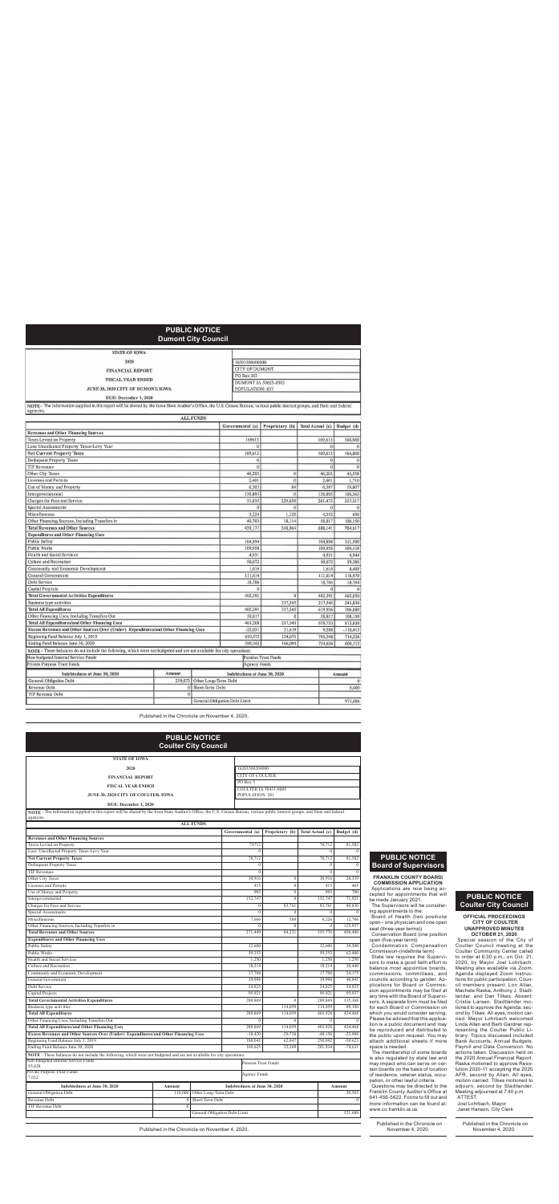# PUBLIC NOTICE
## Dumont City Council

| | |
|---|---|
| STATE OF IOWA | |
| 2020 | 16201200600000 |
| FINANCIAL REPORT | CITY OF DUMONT |
| FISCAL YEAR ENDED | PO Box 303 |
| JUNE 30, 2020 CITY OF DUMONT, IOWA | DUMONT IA 50625-0303 |
| | POPULATION: 637 |
| DUE: December 1, 2020 | |

NOTE - The information supplied in this report will be shared by the Iowa State Auditor's Office, the U.S. Census Bureau, various public interest groups, and State and federal agencies.

**ALL FUNDS**

| | Governmental (a) | Proprietary (b) | Total Actual (c) | Budget (d) |
|---|---|---|---|---|
| **Revenues and Other Financing Sources** | | | | |
| Taxes Levied on Property | 169613 | | 169,613 | 164,860 |
| Less: Uncollected Property Taxes-Levy Year | 0 | | 0 | 0 |
| **Net Current Property Taxes** | 169,613 | | 169,613 | 164,860 |
| Delinquent Property Taxes | 0 | | 0 | 0 |
| TIF Revenues | 0 | | 0 | 0 |
| Other City Taxes | 46,203 | 0 | 46,203 | 45,558 |
| Licenses and Permits | 2,401 | 0 | 2,401 | 1,710 |
| Use of Money and Property | 6,303 | 84 | 6,387 | 59,807 |
| Intergovernmental | 138,895 | 0 | 138,895 | 108,365 |
| Charges for Fees and Service | 31,835 | 229,638 | 261,473 | 257,517 |
| Special Assessments | 0 | 0 | 0 | 0 |
| Miscellaneous | 3,224 | 1,128 | 4,352 | 650 |
| Other Financing Sources, Including Transfers In | 40,703 | 18,114 | 58,817 | 108,150 |
| **Total Revenues and Other Sources** | 439,177 | 248,964 | 688,141 | 704,617 |
| **Expenditures and Other Financing Uses** | | | | |
| Public Safety | 104,894 | | 104,894 | 151,500 |
| Public Works | 109,958 | | 109,958 | 100,128 |
| Health and Social Services | 4,931 | | 4,931 | 4,946 |
| Culture and Recreation | 50,672 | | 50,672 | 59,586 |
| Community and Economic Development | 1,616 | | 1,616 | 4,400 |
| General Government | 111,614 | | 111,614 | 116,870 |
| Debt Service | 18,706 | | 18,706 | 18,704 |
| Capital Projects | 0 | | 0 | 0 |
| **Total Governmental Activities Expenditures** | 402,391 | 0 | 402,391 | 465,050 |
| Business type activities | | 217,545 | 217,545 | 241,830 |
| **Total All Expenditures** | 402,391 | 217,545 | 619,936 | 706,880 |
| Other Financing Uses, Including Transfers Out | 58,817 | 0 | 58,817 | 108,150 |
| **Total All Expenditures/and Other Financing Uses** | 461,208 | 217,545 | 678,753 | 815,030 |
| **Excess Revenues and Other Sources Over (Under) Expenditures/and Other Financing Uses** | -22,031 | 31,419 | 9,388 | -110,413 |
| Beginning Fund Balance July 1, 2019 | 610,573 | 134,675 | 745,248 | 714,526 |
| Ending Fund Balance June 30, 2020 | 588,542 | 166,094 | 754,636 | 604,113 |

NOTE - These balances do not include the following, which were not budgeted and are not available for city operations:

| | |
|---|---|
| Non-budgeted Internal Service Funds | Pension Trust Funds |
| Private Purpose Trust Funds | Agency Funds |

| Indebtedness at June 30, 2020 | Amount | Indebtedness at June 30, 2020 | Amount |
|---|---|---|---|
| General Obligation Debt | 219,075 | Other Long-Term Debt | 0 |
| Revenue Debt | 0 | Short-Term Debt | 3,400 |
| TIF Revenue Debt | 0 | | |
| | | General Obligation Debt Limit | 971,686 |

Published in the Chronicle on November 4, 2020.

# PUBLIC NOTICE
## Coulter City Council

| | |
|---|---|
| STATE OF IOWA | |
| 2020 | 16203500200000 |
| FINANCIAL REPORT | CITY OF COULTER |
| FISCAL YEAR ENDED | PO Box 5 |
| JUNE 30, 2020 CITY OF COULTER, IOWA | COULTER IA 50431-0005 |
| | POPULATION: 281 |
| DUE: December 1, 2020 | |

NOTE - The information supplied in this report will be shared by the Iowa State Auditor's Office, the U.S. Census Bureau, various public interest groups, and State and federal agencies.

**ALL FUNDS**

| | Governmental (a) | Proprietary (b) | Total Actual (c) | Budget (d) |
|---|---|---|---|---|
| **Revenues and Other Financing Sources** | | | | |
| Taxes Levied on Property | 78712 | | 78,712 | 81,582 |
| Less: Uncollected Property Taxes-Levy Year | 0 | | 0 | 0 |
| **Net Current Property Taxes** | 78,712 | | 78,712 | 81,582 |
| Delinquent Property Taxes | 0 | | 0 | 0 |
| TIF Revenues | 0 | | 0 | 0 |
| Other City Taxes | 30,916 | 0 | 30,916 | 26,339 |
| Licenses and Permits | 415 | 0 | 415 | 465 |
| Use of Money and Property | 993 | 0 | 993 | 700 |
| Intergovernmental | 152,747 | 0 | 152,747 | 71,921 |
| Charges for Fees and Service | 0 | 83,761 | 83,761 | 80,830 |
| Special Assessments | 0 | 0 | 0 | 0 |
| Miscellaneous | 7,666 | 560 | 8,226 | 12,706 |
| Other Financing Sources, Including Transfers In | 0 | 0 | 0 | 125,937 |
| **Total Revenues and Other Sources** | 271,449 | 84,321 | 355,770 | 400,480 |
| **Expenditures and Other Financing Uses** | | | | |
| Public Safety | 32,600 | | 32,600 | 34,500 |
| Public Works | 59,353 | | 59,353 | 63,400 |
| Health and Social Services | 1,250 | | 1,250 | 1,250 |
| Culture and Recreation | 18,214 | | 18,214 | 20,440 |
| Community and Economic Development | 17,708 | | 17,708 | 24,175 |
| General Government | 39,998 | | 39,998 | 40,841 |
| Debt Service | 24,825 | | 24,825 | 24,825 |
| Capital Projects | 95,921 | | 95,921 | 95,937 |
| **Total Governmental Activities Expenditures** | 289,869 | 0 | 289,869 | 335,368 |
| Business type activities | | 114,059 | 114,059 | 99,100 |
| **Total All Expenditures** | 289,869 | 114,059 | 403,928 | 434,468 |
| Other Financing Uses, Including Transfers Out | 0 | 0 | 0 | 0 |
| **Total All Expenditures/and Other Financing Uses** | 289,869 | 114,059 | 403,928 | 434,468 |
| **Excess Revenues and Other Sources Over (Under) Expenditures/and Other Financing Uses** | -18,420 | -29,738 | -48,158 | -33,988 |
| Beginning Fund Balance July 1, 2019 | 188,045 | 62,047 | 250,092 | -90,623 |
| Ending Fund Balance June 30, 2020 | 169,625 | 32,309 | 201,934 | -74,611 |

NOTE - These balances do not include the following, which were not budgeted and are not available for city operations:

| | |
|---|---|
| Non-budgeted Internal Service Funds 55,628 | Pension Trust Funds |
| Private Purpose Trust Funds 7,032 | Agency Funds |

| Indebtedness at June 30, 2020 | Amount | Indebtedness at June 30, 2020 | Amount |
|---|---|---|---|
| General Obligation Debt | 110,000 | Other Long-Term Debt | 30,565 |
| Revenue Debt | 0 | Short-Term Debt | 0 |
| TIF Revenue Debt | 0 | | |
| | | General Obligation Debt Limit | 521,688 |

Published in the Chronicle on November 4, 2020.

# PUBLIC NOTICE
## Board of Supervisors

**FRANKLIN COUNTY BOARD/ COMMISSION APPLICATION**

Applications are now being accepted for appointments that will be made January 2021.

The Supervisors will be considering appointments to the:

Board of Health (two positions open– one physician and one open seat (three-year terms))

Conservation Board (one position open (five-year term))

Condemnation Compensation Commission-(indefinite term)

State law requires the Supervisors to make a good faith effort to balance most appointive boards, commissions, committees, and councils according to gender. Applications for Boards or Commission appointments may be filed at any time with the Board of Supervisors. A separate form must be filed for each Board or Commission on which you would consider serving. Please be advised that this application is a public document and may be reproduced and distributed to the public upon request. You may attach additional sheets if more space is needed.

The membership of some boards is also regulated by state law and may impact who can serve on certain boards on the basis of location of residence, veteran status, occupation, or other lawful criteria.

Questions may be directed to the Franklin County Auditor's Office at 641-456-5622. Forms to fill out and more information can be found at: www.co.franklin.ia.us.

Published in the Chronicle on November 4, 2020.

# PUBLIC NOTICE
## Coulter City Council

**OFFICIAL PROCEEDINGS CITY OF COULTER UNAPPROVED MINUTES OCTOBER 21, 2020**

Special session of the City of Coulter Council meeting at the Coulter Community Center called to order at 6:30 p.m., on Oct. 21, 2020, by Mayor Joel Lohrbach. Meeting also available via Zoom. Agenda displayed Zoom instructions for public participation. Council members present: Lon Allan, Machele Raska, Anthony J. Stadtlander, and Dan Tilkes. Absent: Cristie Larsen. Stadtlander motioned to approve the Agenda, second by Tilkes. All ayes, motion carried. Mayor Lohrbach welcomed Linda Allan and Barb Gardner representing the Coulter Public Library. Topics discussed included Bank Accounts, Annual Budgets, Payroll and Data Conversion. No actions taken. Discussion held on the 2020 Annual Financial Report. Raska motioned to approve Resolution 2020-11 accepting the 2020 AFR, second by Allan. All ayes, motion carried. Tilkes motioned to adjourn, second by Stadtlander. Meeting adjourned at 7:40 p.m.

ATTEST:

Joel Lohrbach, Mayor

Janet Hansen, City Clerk

Published in the Chronicle on November 4, 2020.